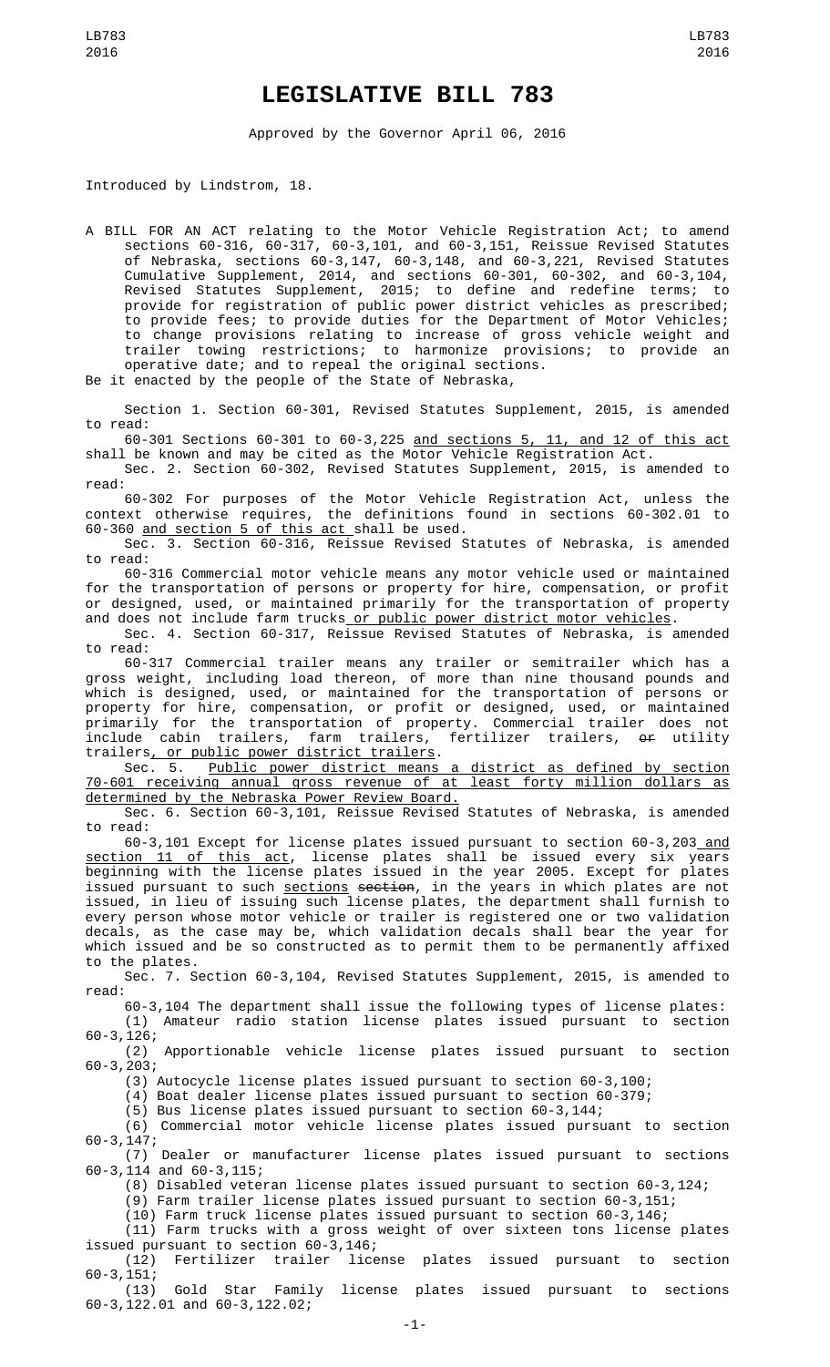# LEGISLATIVE BILL 783

Approved by the Governor April 06, 2016

Introduced by Lindstrom, 18.

A BILL FOR AN ACT relating to the Motor Vehicle Registration Act; to amend sections 60-316, 60-317, 60-3,101, and 60-3,151, Reissue Revised Statutes of Nebraska, sections 60-3,147, 60-3,148, and 60-3,221, Revised Statutes Cumulative Supplement, 2014, and sections 60-301, 60-302, and 60-3,104, Revised Statutes Supplement, 2015; to define and redefine terms; to provide for registration of public power district vehicles as prescribed; to provide fees; to provide duties for the Department of Motor Vehicles; to change provisions relating to increase of gross vehicle weight and trailer towing restrictions; to harmonize provisions; to provide an operative date; and to repeal the original sections.

Be it enacted by the people of the State of Nebraska,

Section 1. Section 60-301, Revised Statutes Supplement, 2015, is amended to read:

60-301 Sections 60-301 to 60-3,225 and sections 5, 11, and 12 of this act shall be known and may be cited as the Motor Vehicle Registration Act.

Sec. 2. Section 60-302, Revised Statutes Supplement, 2015, is amended to read:

60-302 For purposes of the Motor Vehicle Registration Act, unless the context otherwise requires, the definitions found in sections 60-302.01 to 60-360 and section 5 of this act shall be used.

Sec. 3. Section 60-316, Reissue Revised Statutes of Nebraska, is amended to read:

60-316 Commercial motor vehicle means any motor vehicle used or maintained for the transportation of persons or property for hire, compensation, or profit or designed, used, or maintained primarily for the transportation of property and does not include farm trucks or public power district motor vehicles.

Sec. 4. Section 60-317, Reissue Revised Statutes of Nebraska, is amended to read:

60-317 Commercial trailer means any trailer or semitrailer which has a gross weight, including load thereon, of more than nine thousand pounds and which is designed, used, or maintained for the transportation of persons or property for hire, compensation, or profit or designed, used, or maintained primarily for the transportation of property. Commercial trailer does not include cabin trailers, farm trailers, fertilizer trailers, ~~or~~ utility trailers, or public power district trailers.

Sec. 5. Public power district means a district as defined by section 70-601 receiving annual gross revenue of at least forty million dollars as determined by the Nebraska Power Review Board.

Sec. 6. Section 60-3,101, Reissue Revised Statutes of Nebraska, is amended to read:

60-3,101 Except for license plates issued pursuant to section 60-3,203 and section 11 of this act, license plates shall be issued every six years beginning with the license plates issued in the year 2005. Except for plates issued pursuant to such sections ~~section~~, in the years in which plates are not issued, in lieu of issuing such license plates, the department shall furnish to every person whose motor vehicle or trailer is registered one or two validation decals, as the case may be, which validation decals shall bear the year for which issued and be so constructed as to permit them to be permanently affixed to the plates.

Sec. 7. Section 60-3,104, Revised Statutes Supplement, 2015, is amended to read:

60-3,104 The department shall issue the following types of license plates:

(1) Amateur radio station license plates issued pursuant to section 60-3,126;

(2) Apportionable vehicle license plates issued pursuant to section 60-3,203;

(3) Autocycle license plates issued pursuant to section 60-3,100;

(4) Boat dealer license plates issued pursuant to section 60-379;

(5) Bus license plates issued pursuant to section 60-3,144;

(6) Commercial motor vehicle license plates issued pursuant to section 60-3,147;

(7) Dealer or manufacturer license plates issued pursuant to sections 60-3,114 and 60-3,115;

(8) Disabled veteran license plates issued pursuant to section 60-3,124;

(9) Farm trailer license plates issued pursuant to section 60-3,151;

(10) Farm truck license plates issued pursuant to section 60-3,146;

(11) Farm trucks with a gross weight of over sixteen tons license plates issued pursuant to section 60-3,146;

(12) Fertilizer trailer license plates issued pursuant to section 60-3,151;

(13) Gold Star Family license plates issued pursuant to sections 60-3,122.01 and 60-3,122.02;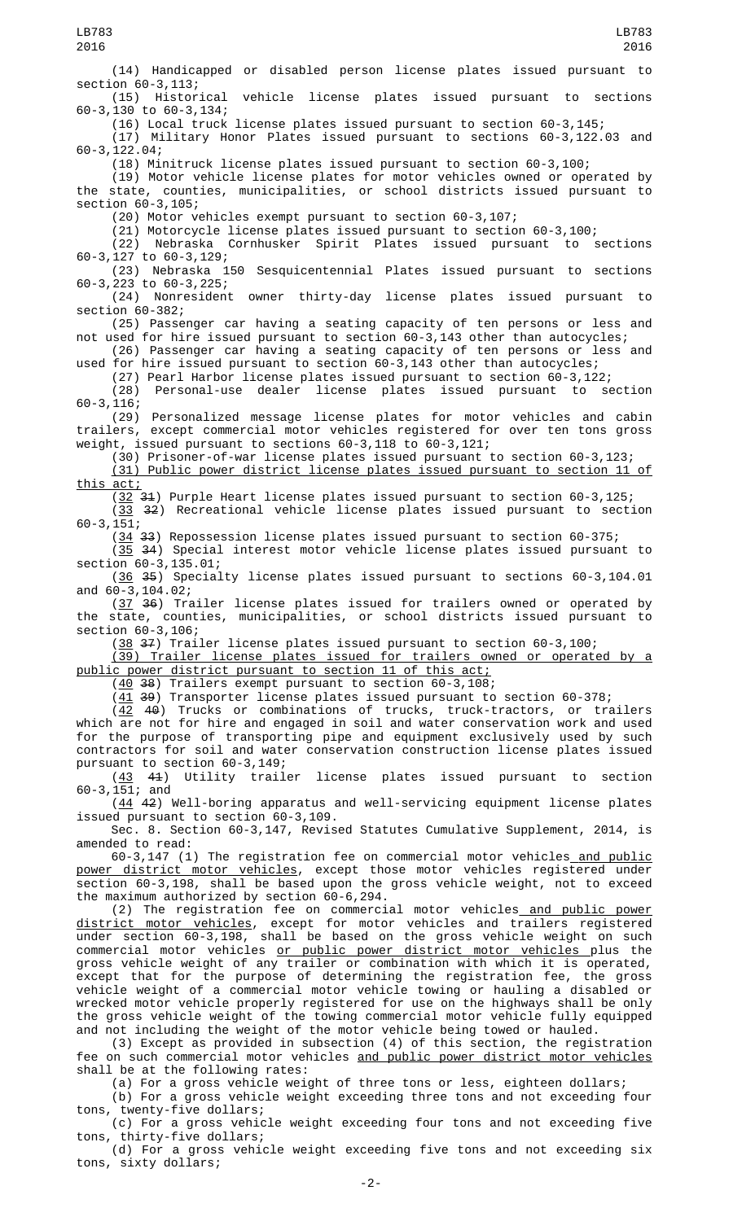(14) Handicapped or disabled person license plates issued pursuant to section 60-3,113;

(15) Historical vehicle license plates issued pursuant to sections 60-3,130 to 60-3,134;

(16) Local truck license plates issued pursuant to section 60-3,145;

(17) Military Honor Plates issued pursuant to sections 60-3,122.03 and 60-3,122.04;

(18) Minitruck license plates issued pursuant to section 60-3,100;

(19) Motor vehicle license plates for motor vehicles owned or operated by the state, counties, municipalities, or school districts issued pursuant to section 60-3,105;

(20) Motor vehicles exempt pursuant to section 60-3,107;

(21) Motorcycle license plates issued pursuant to section 60-3,100;

(22) Nebraska Cornhusker Spirit Plates issued pursuant to sections 60-3,127 to 60-3,129;

(23) Nebraska 150 Sesquicentennial Plates issued pursuant to sections 60-3,223 to 60-3,225;

(24) Nonresident owner thirty-day license plates issued pursuant to section 60-382;

(25) Passenger car having a seating capacity of ten persons or less and not used for hire issued pursuant to section 60-3,143 other than autocycles;

(26) Passenger car having a seating capacity of ten persons or less and used for hire issued pursuant to section 60-3,143 other than autocycles;

(27) Pearl Harbor license plates issued pursuant to section 60-3,122;

(28) Personal-use dealer license plates issued pursuant to section 60-3,116;

(29) Personalized message license plates for motor vehicles and cabin trailers, except commercial motor vehicles registered for over ten tons gross weight, issued pursuant to sections 60-3,118 to 60-3,121;

(30) Prisoner-of-war license plates issued pursuant to section 60-3,123;

<u>(31) Public power district license plates issued pursuant to section 11 of this act;</u>

(<u>32</u> ~~31~~) Purple Heart license plates issued pursuant to section 60-3,125;

(<u>33</u> ~~32~~) Recreational vehicle license plates issued pursuant to section 60-3,151;

(<u>34</u> ~~33~~) Repossession license plates issued pursuant to section 60-375;

(<u>35</u> ~~34~~) Special interest motor vehicle license plates issued pursuant to section 60-3,135.01;

(<u>36</u> ~~35~~) Specialty license plates issued pursuant to sections 60-3,104.01 and 60-3,104.02;

(<u>37</u> ~~36~~) Trailer license plates issued for trailers owned or operated by the state, counties, municipalities, or school districts issued pursuant to section 60-3,106;

(<u>38</u> ~~37~~) Trailer license plates issued pursuant to section 60-3,100;

<u>(39) Trailer license plates issued for trailers owned or operated by a public power district pursuant to section 11 of this act;</u>

(<u>40</u> ~~38~~) Trailers exempt pursuant to section 60-3,108;

(<u>41</u> ~~39~~) Transporter license plates issued pursuant to section 60-378;

(<u>42</u> ~~40~~) Trucks or combinations of trucks, truck-tractors, or trailers which are not for hire and engaged in soil and water conservation work and used for the purpose of transporting pipe and equipment exclusively used by such contractors for soil and water conservation construction license plates issued pursuant to section 60-3,149;

(<u>43</u> ~~41~~) Utility trailer license plates issued pursuant to section 60-3,151; and

(<u>44</u> ~~42~~) Well-boring apparatus and well-servicing equipment license plates issued pursuant to section 60-3,109.

Sec. 8. Section 60-3,147, Revised Statutes Cumulative Supplement, 2014, is amended to read:

60-3,147 (1) The registration fee on commercial motor vehicles<u> and public power district motor vehicles</u>, except those motor vehicles registered under section 60-3,198, shall be based upon the gross vehicle weight, not to exceed the maximum authorized by section 60-6,294.

(2) The registration fee on commercial motor vehicles<u> and public power district motor vehicles</u>, except for motor vehicles and trailers registered under section 60-3,198, shall be based on the gross vehicle weight on such commercial motor vehicles <u>or public power district motor vehicles </u>plus the gross vehicle weight of any trailer or combination with which it is operated, except that for the purpose of determining the registration fee, the gross vehicle weight of a commercial motor vehicle towing or hauling a disabled or wrecked motor vehicle properly registered for use on the highways shall be only the gross vehicle weight of the towing commercial motor vehicle fully equipped and not including the weight of the motor vehicle being towed or hauled.

(3) Except as provided in subsection (4) of this section, the registration fee on such commercial motor vehicles <u>and public power district motor vehicles</u> shall be at the following rates:

(a) For a gross vehicle weight of three tons or less, eighteen dollars;

(b) For a gross vehicle weight exceeding three tons and not exceeding four tons, twenty-five dollars;

(c) For a gross vehicle weight exceeding four tons and not exceeding five tons, thirty-five dollars;

(d) For a gross vehicle weight exceeding five tons and not exceeding six tons, sixty dollars;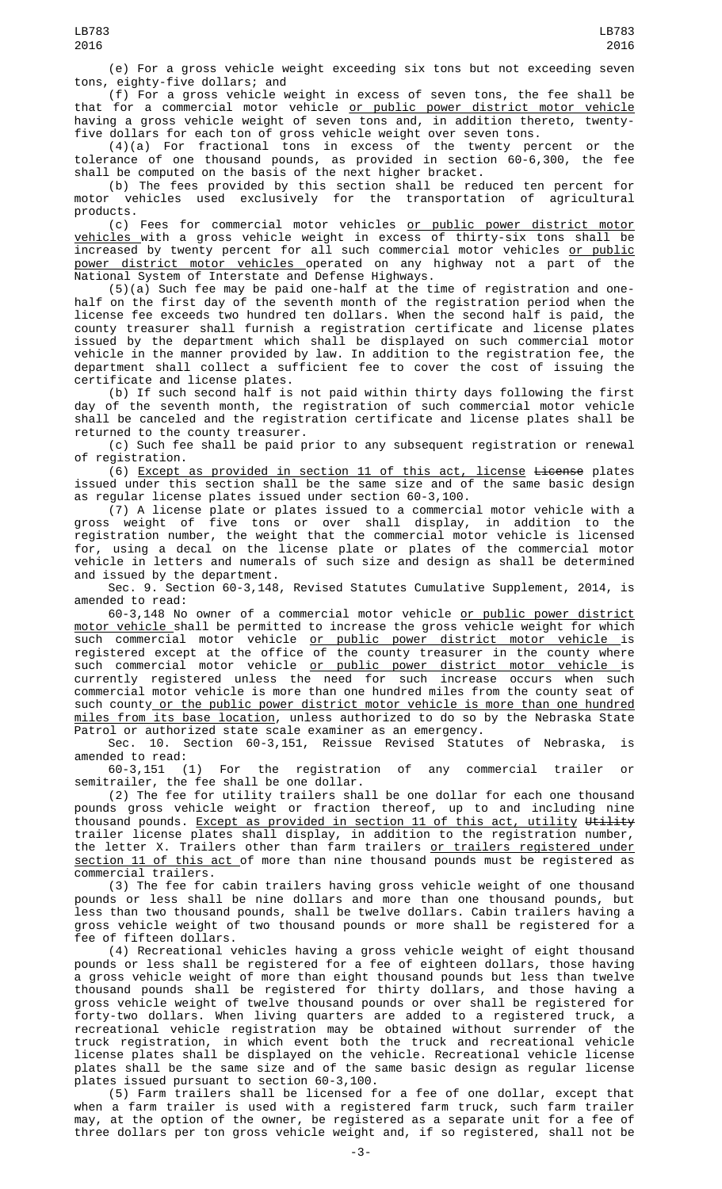(e) For a gross vehicle weight exceeding six tons but not exceeding seven tons, eighty-five dollars; and

(f) For a gross vehicle weight in excess of seven tons, the fee shall be that for a commercial motor vehicle or public power district motor vehicle having a gross vehicle weight of seven tons and, in addition thereto, twenty-five dollars for each ton of gross vehicle weight over seven tons.

(4)(a) For fractional tons in excess of the twenty percent or the tolerance of one thousand pounds, as provided in section 60-6,300, the fee shall be computed on the basis of the next higher bracket.

(b) The fees provided by this section shall be reduced ten percent for motor vehicles used exclusively for the transportation of agricultural products.

(c) Fees for commercial motor vehicles or public power district motor vehicles with a gross vehicle weight in excess of thirty-six tons shall be increased by twenty percent for all such commercial motor vehicles or public power district motor vehicles operated on any highway not a part of the National System of Interstate and Defense Highways.

(5)(a) Such fee may be paid one-half at the time of registration and one-half on the first day of the seventh month of the registration period when the license fee exceeds two hundred ten dollars. When the second half is paid, the county treasurer shall furnish a registration certificate and license plates issued by the department which shall be displayed on such commercial motor vehicle in the manner provided by law. In addition to the registration fee, the department shall collect a sufficient fee to cover the cost of issuing the certificate and license plates.

(b) If such second half is not paid within thirty days following the first day of the seventh month, the registration of such commercial motor vehicle shall be canceled and the registration certificate and license plates shall be returned to the county treasurer.

(c) Such fee shall be paid prior to any subsequent registration or renewal of registration.

(6) Except as provided in section 11 of this act, license ~~License~~ plates issued under this section shall be the same size and of the same basic design as regular license plates issued under section 60-3,100.

(7) A license plate or plates issued to a commercial motor vehicle with a gross weight of five tons or over shall display, in addition to the registration number, the weight that the commercial motor vehicle is licensed for, using a decal on the license plate or plates of the commercial motor vehicle in letters and numerals of such size and design as shall be determined and issued by the department.

Sec. 9. Section 60-3,148, Revised Statutes Cumulative Supplement, 2014, is amended to read:

60-3,148 No owner of a commercial motor vehicle or public power district motor vehicle shall be permitted to increase the gross vehicle weight for which such commercial motor vehicle or public power district motor vehicle is registered except at the office of the county treasurer in the county where such commercial motor vehicle or public power district motor vehicle is currently registered unless the need for such increase occurs when such commercial motor vehicle is more than one hundred miles from the county seat of such county or the public power district motor vehicle is more than one hundred miles from its base location, unless authorized to do so by the Nebraska State Patrol or authorized state scale examiner as an emergency.

Sec. 10. Section 60-3,151, Reissue Revised Statutes of Nebraska, is amended to read:

60-3,151 (1) For the registration of any commercial trailer or semitrailer, the fee shall be one dollar.

(2) The fee for utility trailers shall be one dollar for each one thousand pounds gross vehicle weight or fraction thereof, up to and including nine thousand pounds. Except as provided in section 11 of this act, utility ~~Utility~~ trailer license plates shall display, in addition to the registration number, the letter X. Trailers other than farm trailers or trailers registered under section 11 of this act of more than nine thousand pounds must be registered as commercial trailers.

(3) The fee for cabin trailers having gross vehicle weight of one thousand pounds or less shall be nine dollars and more than one thousand pounds, but less than two thousand pounds, shall be twelve dollars. Cabin trailers having a gross vehicle weight of two thousand pounds or more shall be registered for a fee of fifteen dollars.

(4) Recreational vehicles having a gross vehicle weight of eight thousand pounds or less shall be registered for a fee of eighteen dollars, those having a gross vehicle weight of more than eight thousand pounds but less than twelve thousand pounds shall be registered for thirty dollars, and those having a gross vehicle weight of twelve thousand pounds or over shall be registered for forty-two dollars. When living quarters are added to a registered truck, a recreational vehicle registration may be obtained without surrender of the truck registration, in which event both the truck and recreational vehicle license plates shall be displayed on the vehicle. Recreational vehicle license plates shall be the same size and of the same basic design as regular license plates issued pursuant to section 60-3,100.

(5) Farm trailers shall be licensed for a fee of one dollar, except that when a farm trailer is used with a registered farm truck, such farm trailer may, at the option of the owner, be registered as a separate unit for a fee of three dollars per ton gross vehicle weight and, if so registered, shall not be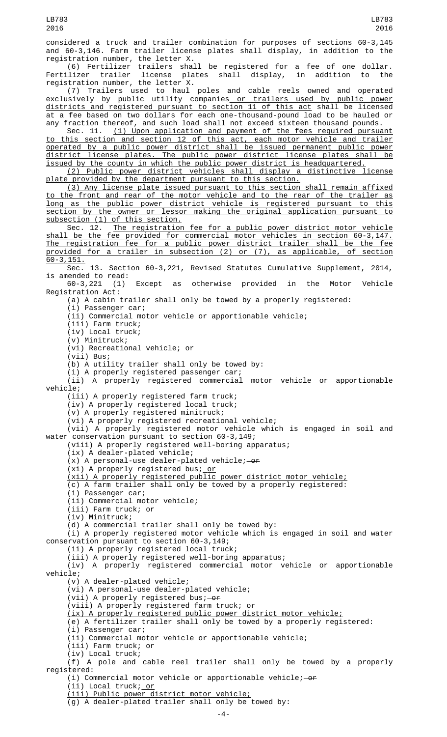considered a truck and trailer combination for purposes of sections 60-3,145 and 60-3,146. Farm trailer license plates shall display, in addition to the registration number, the letter X.

(6) Fertilizer trailers shall be registered for a fee of one dollar. Fertilizer trailer license plates shall display, in addition to the registration number, the letter X.

(7) Trailers used to haul poles and cable reels owned and operated exclusively by public utility companies or trailers used by public power districts and registered pursuant to section 11 of this act shall be licensed at a fee based on two dollars for each one-thousand-pound load to be hauled or any fraction thereof, and such load shall not exceed sixteen thousand pounds.

Sec. 11. (1) Upon application and payment of the fees required pursuant to this section and section 12 of this act, each motor vehicle and trailer operated by a public power district shall be issued permanent public power district license plates. The public power district license plates shall be issued by the county in which the public power district is headquartered.

(2) Public power district vehicles shall display a distinctive license plate provided by the department pursuant to this section.

(3) Any license plate issued pursuant to this section shall remain affixed to the front and rear of the motor vehicle and to the rear of the trailer as long as the public power district vehicle is registered pursuant to this section by the owner or lessor making the original application pursuant to subsection (1) of this section.

Sec. 12. The registration fee for a public power district motor vehicle shall be the fee provided for commercial motor vehicles in section 60-3,147. The registration fee for a public power district trailer shall be the fee provided for a trailer in subsection (2) or (7), as applicable, of section 60-3,151.

Sec. 13. Section 60-3,221, Revised Statutes Cumulative Supplement, 2014, is amended to read:

60-3,221 (1) Except as otherwise provided in the Motor Vehicle Registration Act:

(a) A cabin trailer shall only be towed by a properly registered:

(i) Passenger car;

(ii) Commercial motor vehicle or apportionable vehicle;

(iii) Farm truck;

(iv) Local truck;

(v) Minitruck;

(vi) Recreational vehicle; or

(vii) Bus;

(b) A utility trailer shall only be towed by:

(i) A properly registered passenger car;

(ii) A properly registered commercial motor vehicle or apportionable vehicle;

(iii) A properly registered farm truck;

(iv) A properly registered local truck;

(v) A properly registered minitruck;

(vi) A properly registered recreational vehicle;

(vii) A properly registered motor vehicle which is engaged in soil and water conservation pursuant to section 60-3,149;

(viii) A properly registered well-boring apparatus;

(ix) A dealer-plated vehicle;

(x) A personal-use dealer-plated vehicle; or

(xi) A properly registered bus; or

(xii) A properly registered public power district motor vehicle;

(c) A farm trailer shall only be towed by a properly registered:

(i) Passenger car;

(ii) Commercial motor vehicle;

(iii) Farm truck; or

(iv) Minitruck;

(d) A commercial trailer shall only be towed by:

(i) A properly registered motor vehicle which is engaged in soil and water conservation pursuant to section 60-3,149;

(ii) A properly registered local truck;

(iii) A properly registered well-boring apparatus;

(iv) A properly registered commercial motor vehicle or apportionable vehicle;

(v) A dealer-plated vehicle;

(vi) A personal-use dealer-plated vehicle;

(vii) A properly registered bus; or

(viii) A properly registered farm truck; or

(ix) A properly registered public power district motor vehicle;

(e) A fertilizer trailer shall only be towed by a properly registered:

(i) Passenger car;

(ii) Commercial motor vehicle or apportionable vehicle;

(iii) Farm truck; or

(iv) Local truck;

(f) A pole and cable reel trailer shall only be towed by a properly registered:

(i) Commercial motor vehicle or apportionable vehicle; or

(ii) Local truck; or

(iii) Public power district motor vehicle;

(g) A dealer-plated trailer shall only be towed by: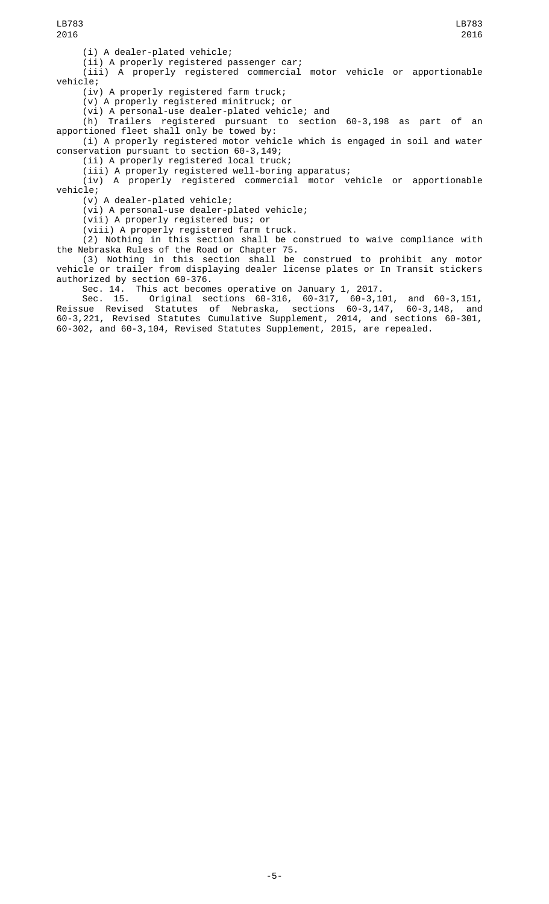(i) A dealer-plated vehicle;

(ii) A properly registered passenger car;

(iii) A properly registered commercial motor vehicle or apportionable vehicle;

(iv) A properly registered farm truck;

(v) A properly registered minitruck; or

(vi) A personal-use dealer-plated vehicle; and

(h) Trailers registered pursuant to section 60-3,198 as part of an apportioned fleet shall only be towed by:

(i) A properly registered motor vehicle which is engaged in soil and water conservation pursuant to section 60-3,149;

(ii) A properly registered local truck;

(iii) A properly registered well-boring apparatus;

(iv) A properly registered commercial motor vehicle or apportionable vehicle;

(v) A dealer-plated vehicle;

(vi) A personal-use dealer-plated vehicle;

(vii) A properly registered bus; or

(viii) A properly registered farm truck.

(2) Nothing in this section shall be construed to waive compliance with the Nebraska Rules of the Road or Chapter 75.

(3) Nothing in this section shall be construed to prohibit any motor vehicle or trailer from displaying dealer license plates or In Transit stickers authorized by section 60-376.

Sec. 14. This act becomes operative on January 1, 2017.

Sec. 15. Original sections 60-316, 60-317, 60-3,101, and 60-3,151, Reissue Revised Statutes of Nebraska, sections 60-3,147, 60-3,148, and 60-3,221, Revised Statutes Cumulative Supplement, 2014, and sections 60-301, 60-302, and 60-3,104, Revised Statutes Supplement, 2015, are repealed.